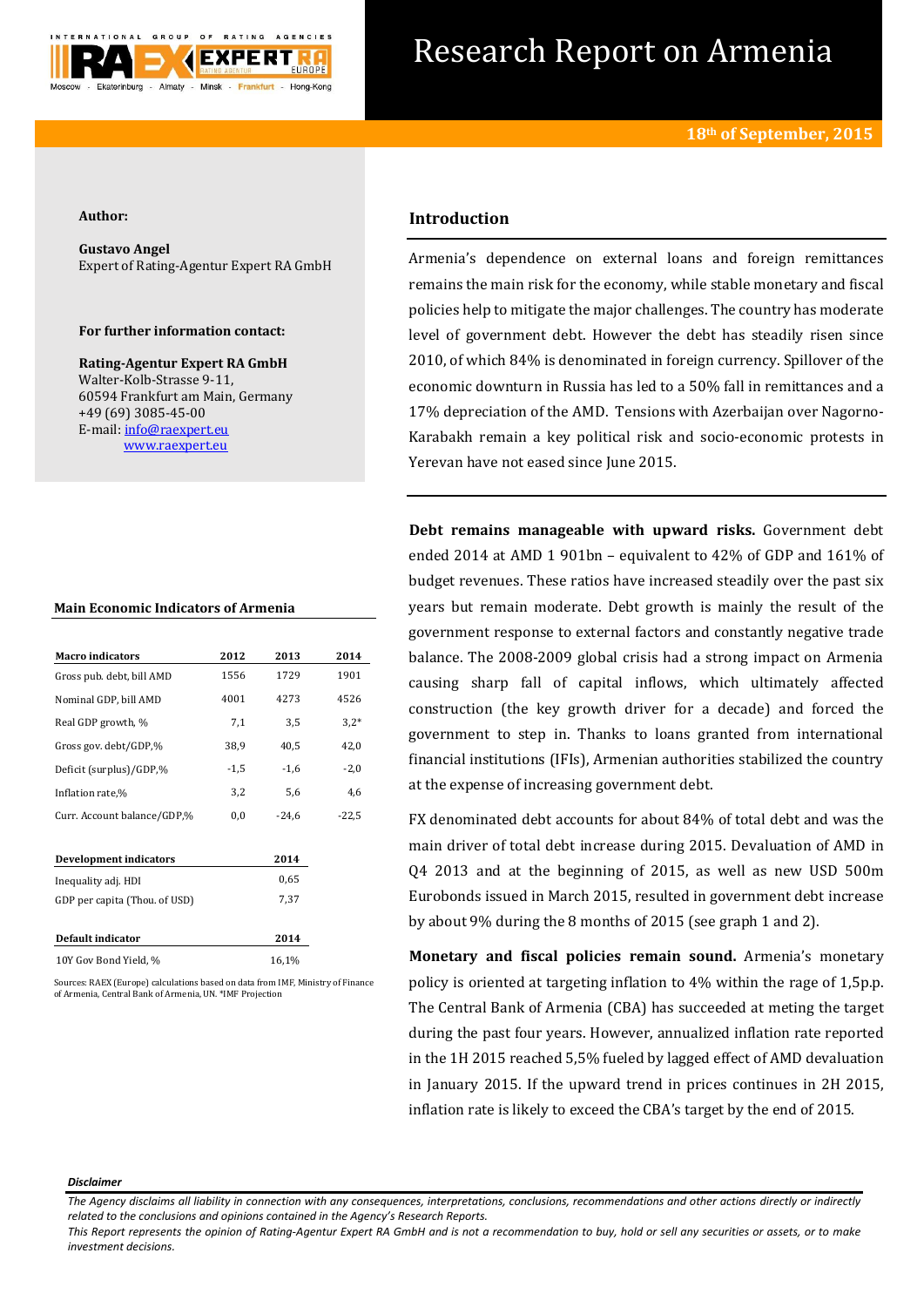# Research Report on Armenia

**18th of September, 2015**

**Author:**

**Gustavo Angel**
Expert of Rating-Agentur Expert RA GmbH

**For further information contact:**

**Rating-Agentur Expert RA GmbH**
Walter-Kolb-Strasse 9-11,
60594 Frankfurt am Main, Germany
+49 (69) 3085-45-00
E-mail: info@raexpert.eu
www.raexpert.eu

## Introduction

Armenia's dependence on external loans and foreign remittances remains the main risk for the economy, while stable monetary and fiscal policies help to mitigate the major challenges. The country has moderate level of government debt. However the debt has steadily risen since 2010, of which 84% is denominated in foreign currency. Spillover of the economic downturn in Russia has led to a 50% fall in remittances and a 17% depreciation of the AMD. Tensions with Azerbaijan over Nagorno-Karabakh remain a key political risk and socio-economic protests in Yerevan have not eased since June 2015.

**Debt remains manageable with upward risks.** Government debt ended 2014 at AMD 1 901bn – equivalent to 42% of GDP and 161% of budget revenues. These ratios have increased steadily over the past six years but remain moderate. Debt growth is mainly the result of the government response to external factors and constantly negative trade balance. The 2008-2009 global crisis had a strong impact on Armenia causing sharp fall of capital inflows, which ultimately affected construction (the key growth driver for a decade) and forced the government to step in. Thanks to loans granted from international financial institutions (IFIs), Armenian authorities stabilized the country at the expense of increasing government debt.

FX denominated debt accounts for about 84% of total debt and was the main driver of total debt increase during 2015. Devaluation of AMD in Q4 2013 and at the beginning of 2015, as well as new USD 500m Eurobonds issued in March 2015, resulted in government debt increase by about 9% during the 8 months of 2015 (see graph 1 and 2).

**Monetary and fiscal policies remain sound.** Armenia's monetary policy is oriented at targeting inflation to 4% within the rage of 1,5p.p. The Central Bank of Armenia (CBA) has succeeded at meting the target during the past four years. However, annualized inflation rate reported in the 1H 2015 reached 5,5% fueled by lagged effect of AMD devaluation in January 2015. If the upward trend in prices continues in 2H 2015, inflation rate is likely to exceed the CBA's target by the end of 2015.

### Main Economic Indicators of Armenia

| Macro indicators | 2012 | 2013 | 2014 |
|---|---|---|---|
| Gross pub. debt, bill AMD | 1556 | 1729 | 1901 |
| Nominal GDP, bill AMD | 4001 | 4273 | 4526 |
| Real GDP growth, % | 7,1 | 3,5 | 3,2* |
| Gross gov. debt/GDP,% | 38,9 | 40,5 | 42,0 |
| Deficit (surplus)/GDP,% | -1,5 | -1,6 | -2,0 |
| Inflation rate,% | 3,2 | 5,6 | 4,6 |
| Curr. Account balance/GDP,% | 0,0 | -24,6 | -22,5 |

| Development indicators | 2014 |
|---|---|
| Inequality adj. HDI | 0,65 |
| GDP per capita (Thou. of USD) | 7,37 |

| Default indicator | 2014 |
|---|---|
| 10Y Gov Bond Yield, % | 16,1% |

Sources: RAEX (Europe) calculations based on data from IMF, Ministry of Finance of Armenia, Central Bank of Armenia, UN. *IMF Projection

*Disclaimer*

*The Agency disclaims all liability in connection with any consequences, interpretations, conclusions, recommendations and other actions directly or indirectly related to the conclusions and opinions contained in the Agency's Research Reports.*
*This Report represents the opinion of Rating-Agentur Expert RA GmbH and is not a recommendation to buy, hold or sell any securities or assets, or to make investment decisions.*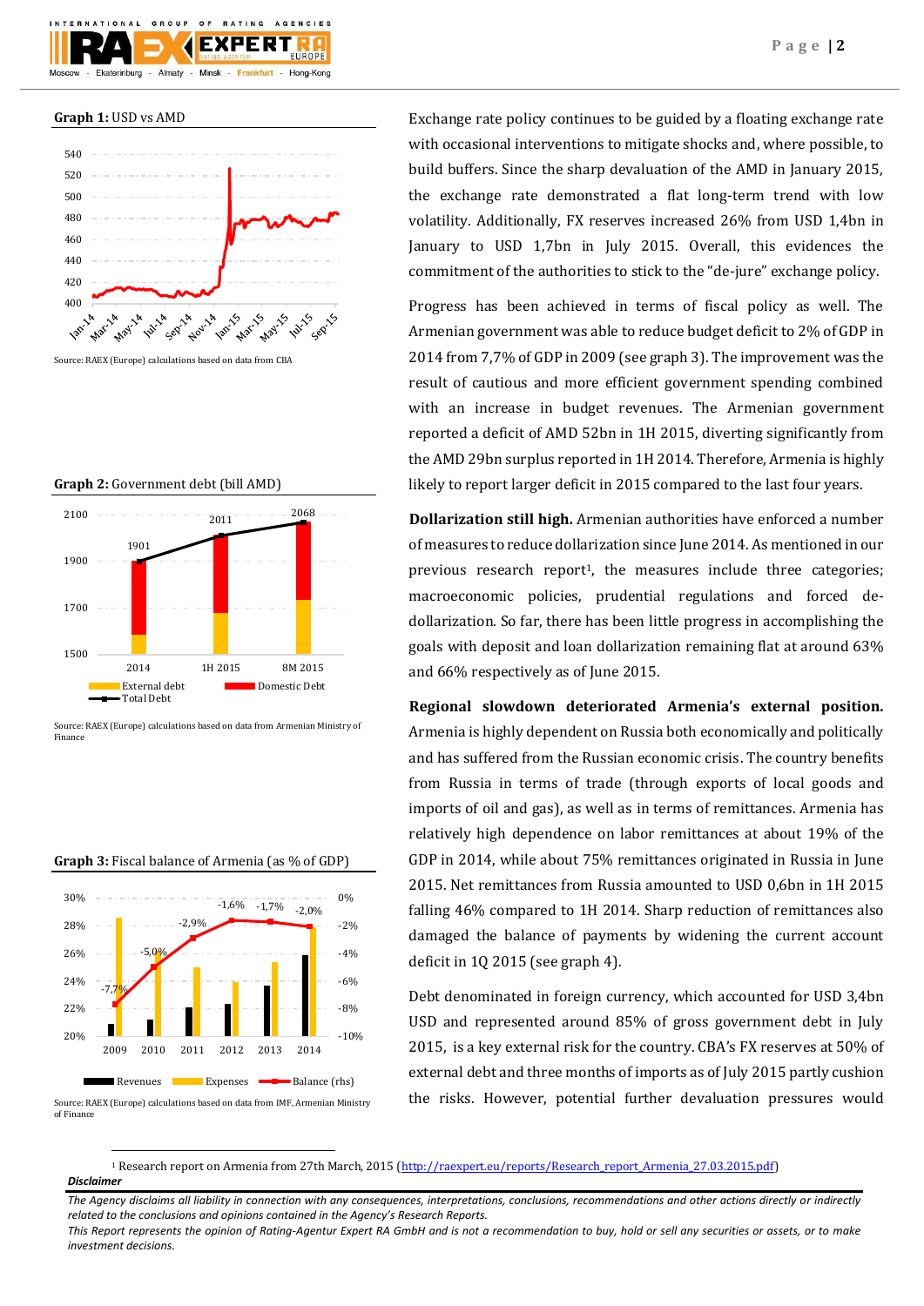**Graph 1:** USD vs AMD

Source: RAEX (Europe) calculations based on data from CBA

**Graph 2:** Government debt (bill AMD)

Source: RAEX (Europe) calculations based on data from Armenian Ministry of Finance

**Graph 3:** Fiscal balance of Armenia (as % of GDP)

Source: RAEX (Europe) calculations based on data from IMF, Armenian Ministry of Finance

Exchange rate policy continues to be guided by a floating exchange rate with occasional interventions to mitigate shocks and, where possible, to build buffers. Since the sharp devaluation of the AMD in January 2015, the exchange rate demonstrated a flat long-term trend with low volatility. Additionally, FX reserves increased 26% from USD 1,4bn in January to USD 1,7bn in July 2015. Overall, this evidences the commitment of the authorities to stick to the "de-jure" exchange policy.

Progress has been achieved in terms of fiscal policy as well. The Armenian government was able to reduce budget deficit to 2% of GDP in 2014 from 7,7% of GDP in 2009 (see graph 3). The improvement was the result of cautious and more efficient government spending combined with an increase in budget revenues. The Armenian government reported a deficit of AMD 52bn in 1H 2015, diverting significantly from the AMD 29bn surplus reported in 1H 2014. Therefore, Armenia is highly likely to report larger deficit in 2015 compared to the last four years.

**Dollarization still high.** Armenian authorities have enforced a number of measures to reduce dollarization since June 2014. As mentioned in our previous research report[1], the measures include three categories; macroeconomic policies, prudential regulations and forced de-dollarization. So far, there has been little progress in accomplishing the goals with deposit and loan dollarization remaining flat at around 63% and 66% respectively as of June 2015.

**Regional slowdown deteriorated Armenia's external position.** Armenia is highly dependent on Russia both economically and politically and has suffered from the Russian economic crisis. The country benefits from Russia in terms of trade (through exports of local goods and imports of oil and gas), as well as in terms of remittances. Armenia has relatively high dependence on labor remittances at about 19% of the GDP in 2014, while about 75% remittances originated in Russia in June 2015. Net remittances from Russia amounted to USD 0,6bn in 1H 2015 falling 46% compared to 1H 2014. Sharp reduction of remittances also damaged the balance of payments by widening the current account deficit in 1Q 2015 (see graph 4).

Debt denominated in foreign currency, which accounted for USD 3,4bn USD and represented around 85% of gross government debt in July 2015, is a key external risk for the country. CBA's FX reserves at 50% of external debt and three months of imports as of July 2015 partly cushion the risks. However, potential further devaluation pressures would

[1] Research report on Armenia from 27th March, 2015 (http://raexpert.eu/reports/Research_report_Armenia_27.03.2015.pdf)

**Disclaimer**

*The Agency disclaims all liability in connection with any consequences, interpretations, conclusions, recommendations and other actions directly or indirectly related to the conclusions and opinions contained in the Agency's Research Reports.*

*This Report represents the opinion of Rating-Agentur Expert RA GmbH and is not a recommendation to buy, hold or sell any securities or assets, or to make investment decisions.*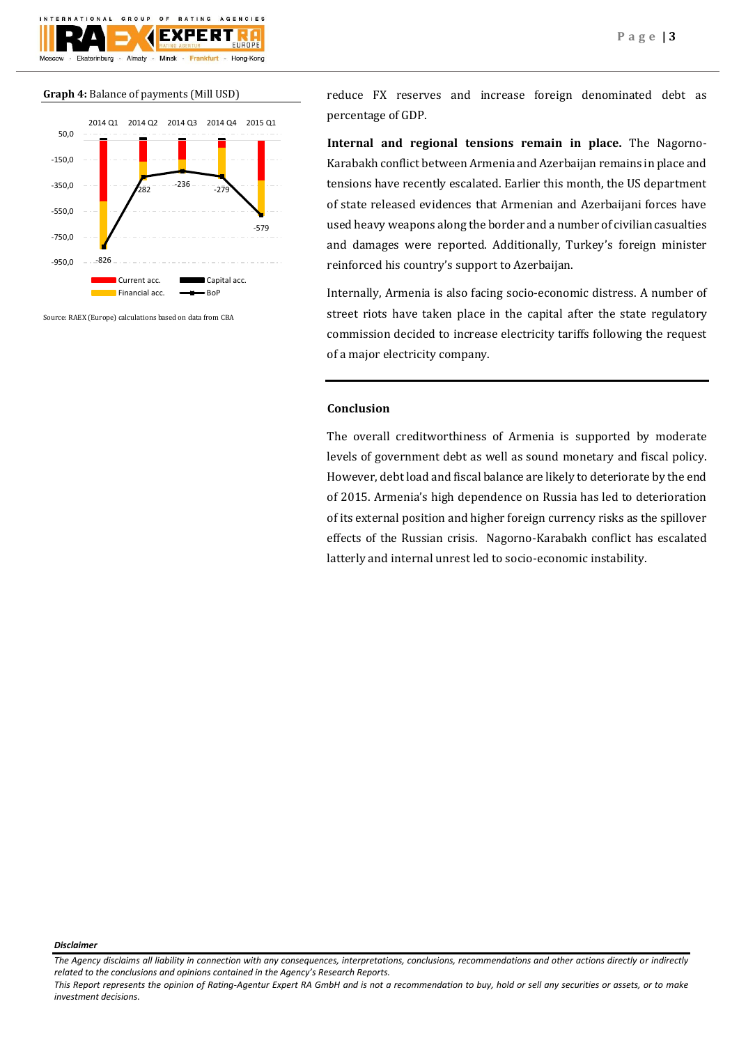**Graph 4:** Balance of payments (Mill USD)

2014 Q1
2014 Q2
2014 Q3
2014 Q4
2015 Q1

50,0
-150,0
-350,0
-550,0
-750,0
-950,0

-826
-282
-236
-279
-579

Current acc.
Capital acc.
Financial acc.
BoP

Source: RAEX (Europe) calculations based on data from CBA

reduce FX reserves and increase foreign denominated debt as percentage of GDP.

**Internal and regional tensions remain in place.** The Nagorno-Karabakh conflict between Armenia and Azerbaijan remains in place and tensions have recently escalated. Earlier this month, the US department of state released evidences that Armenian and Azerbaijani forces have used heavy weapons along the border and a number of civilian casualties and damages were reported. Additionally, Turkey's foreign minister reinforced his country's support to Azerbaijan.

Internally, Armenia is also facing socio-economic distress. A number of street riots have taken place in the capital after the state regulatory commission decided to increase electricity tariffs following the request of a major electricity company.

## Conclusion

The overall creditworthiness of Armenia is supported by moderate levels of government debt as well as sound monetary and fiscal policy. However, debt load and fiscal balance are likely to deteriorate by the end of 2015. Armenia's high dependence on Russia has led to deterioration of its external position and higher foreign currency risks as the spillover effects of the Russian crisis. Nagorno-Karabakh conflict has escalated latterly and internal unrest led to socio-economic instability.

***Disclaimer***

*The Agency disclaims all liability in connection with any consequences, interpretations, conclusions, recommendations and other actions directly or indirectly related to the conclusions and opinions contained in the Agency's Research Reports.*

*This Report represents the opinion of Rating-Agentur Expert RA GmbH and is not a recommendation to buy, hold or sell any securities or assets, or to make investment decisions.*